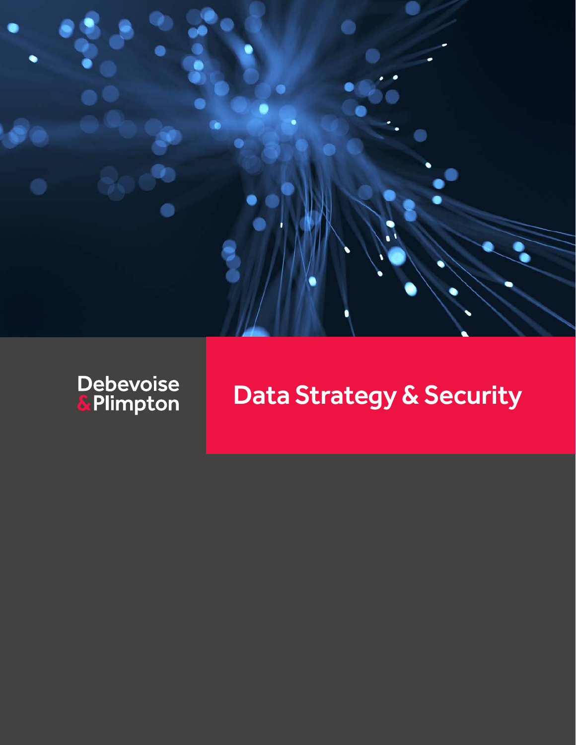Debevoise & Plimpton

# Data Strategy & Security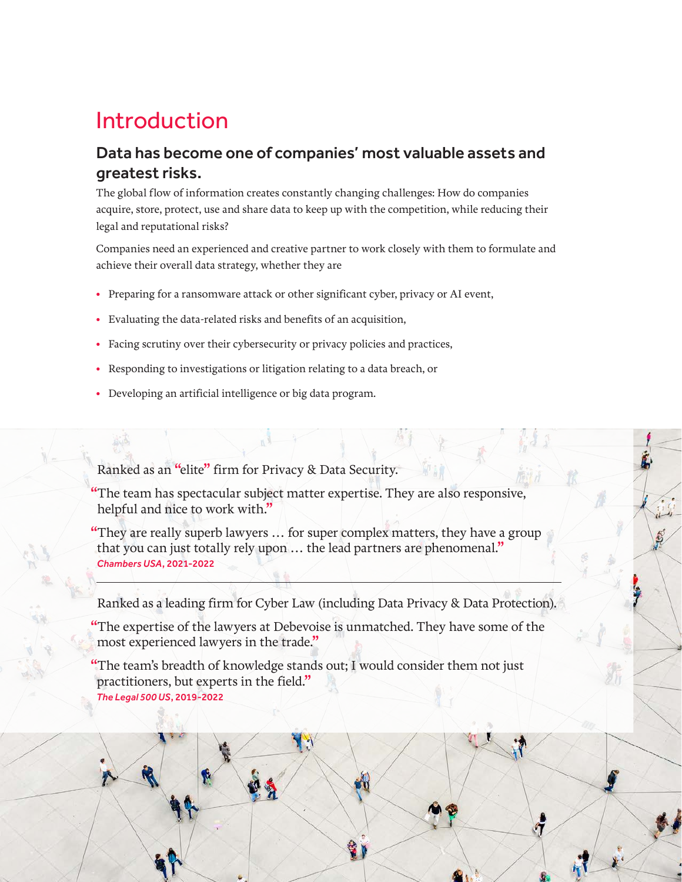# Introduction

## Data has become one of companies' most valuable assets and greatest risks.

The global flow of information creates constantly changing challenges: How do companies acquire, store, protect, use and share data to keep up with the competition, while reducing their legal and reputational risks?

Companies need an experienced and creative partner to work closely with them to formulate and achieve their overall data strategy, whether they are

- Preparing for a ransomware attack or other significant cyber, privacy or AI event,
- Evaluating the data-related risks and benefits of an acquisition,
- Facing scrutiny over their cybersecurity or privacy policies and practices,
- Responding to investigations or litigation relating to a data breach, or
- Developing an artificial intelligence or big data program.

Ranked as an "elite" firm for Privacy & Data Security.

"The team has spectacular subject matter expertise. They are also responsive, helpful and nice to work with."

"They are really superb lawyers … for super complex matters, they have a group that you can just totally rely upon … the lead partners are phenomenal."

***Chambers USA*, 2021-2022**

---

Ranked as a leading firm for Cyber Law (including Data Privacy & Data Protection).

"The expertise of the lawyers at Debevoise is unmatched. They have some of the most experienced lawyers in the trade."

"The team's breadth of knowledge stands out; I would consider them not just practitioners, but experts in the field."

***The Legal 500 US*, 2019-2022**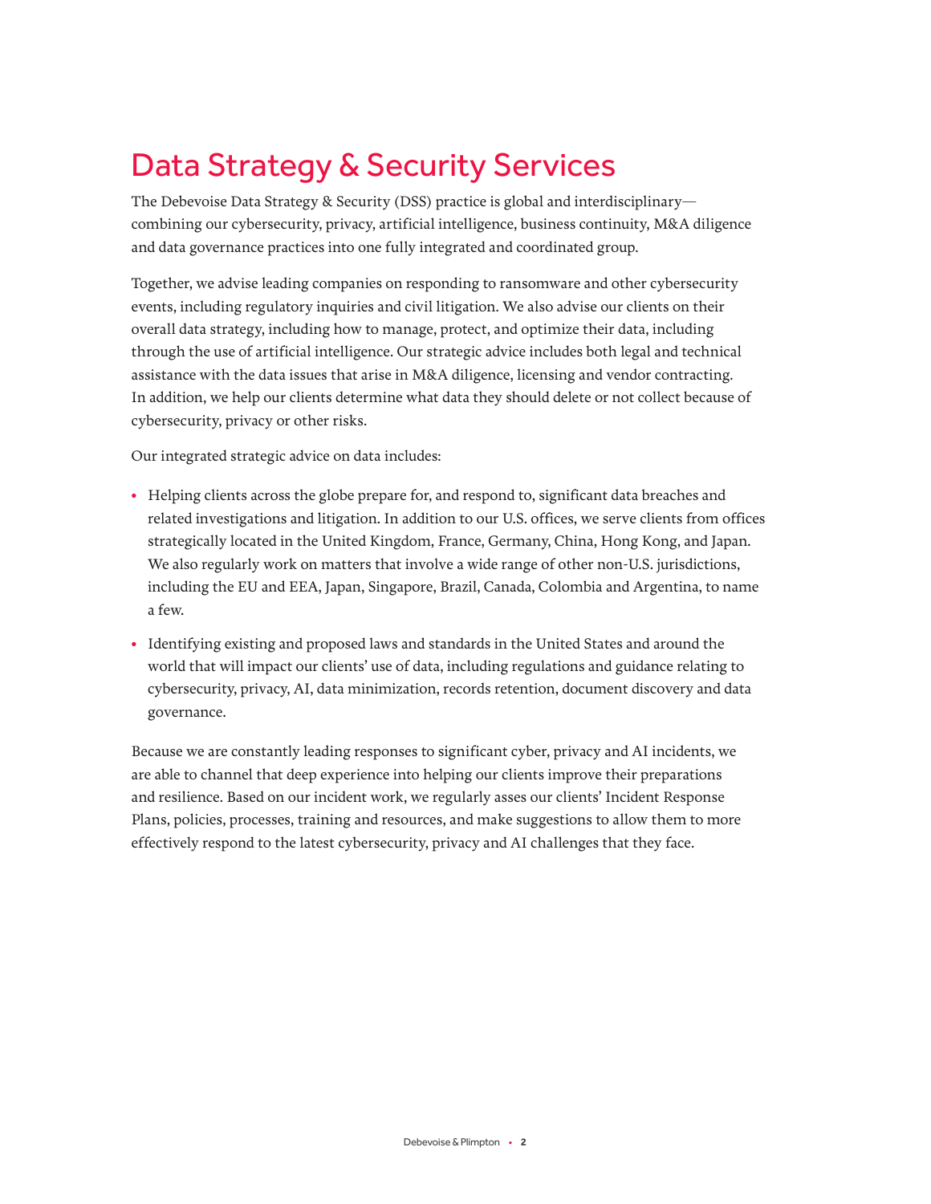# Data Strategy & Security Services

The Debevoise Data Strategy & Security (DSS) practice is global and interdisciplinary—combining our cybersecurity, privacy, artificial intelligence, business continuity, M&A diligence and data governance practices into one fully integrated and coordinated group.

Together, we advise leading companies on responding to ransomware and other cybersecurity events, including regulatory inquiries and civil litigation. We also advise our clients on their overall data strategy, including how to manage, protect, and optimize their data, including through the use of artificial intelligence. Our strategic advice includes both legal and technical assistance with the data issues that arise in M&A diligence, licensing and vendor contracting. In addition, we help our clients determine what data they should delete or not collect because of cybersecurity, privacy or other risks.

Our integrated strategic advice on data includes:

- Helping clients across the globe prepare for, and respond to, significant data breaches and related investigations and litigation. In addition to our U.S. offices, we serve clients from offices strategically located in the United Kingdom, France, Germany, China, Hong Kong, and Japan. We also regularly work on matters that involve a wide range of other non-U.S. jurisdictions, including the EU and EEA, Japan, Singapore, Brazil, Canada, Colombia and Argentina, to name a few.
- Identifying existing and proposed laws and standards in the United States and around the world that will impact our clients' use of data, including regulations and guidance relating to cybersecurity, privacy, AI, data minimization, records retention, document discovery and data governance.

Because we are constantly leading responses to significant cyber, privacy and AI incidents, we are able to channel that deep experience into helping our clients improve their preparations and resilience. Based on our incident work, we regularly asses our clients' Incident Response Plans, policies, processes, training and resources, and make suggestions to allow them to more effectively respond to the latest cybersecurity, privacy and AI challenges that they face.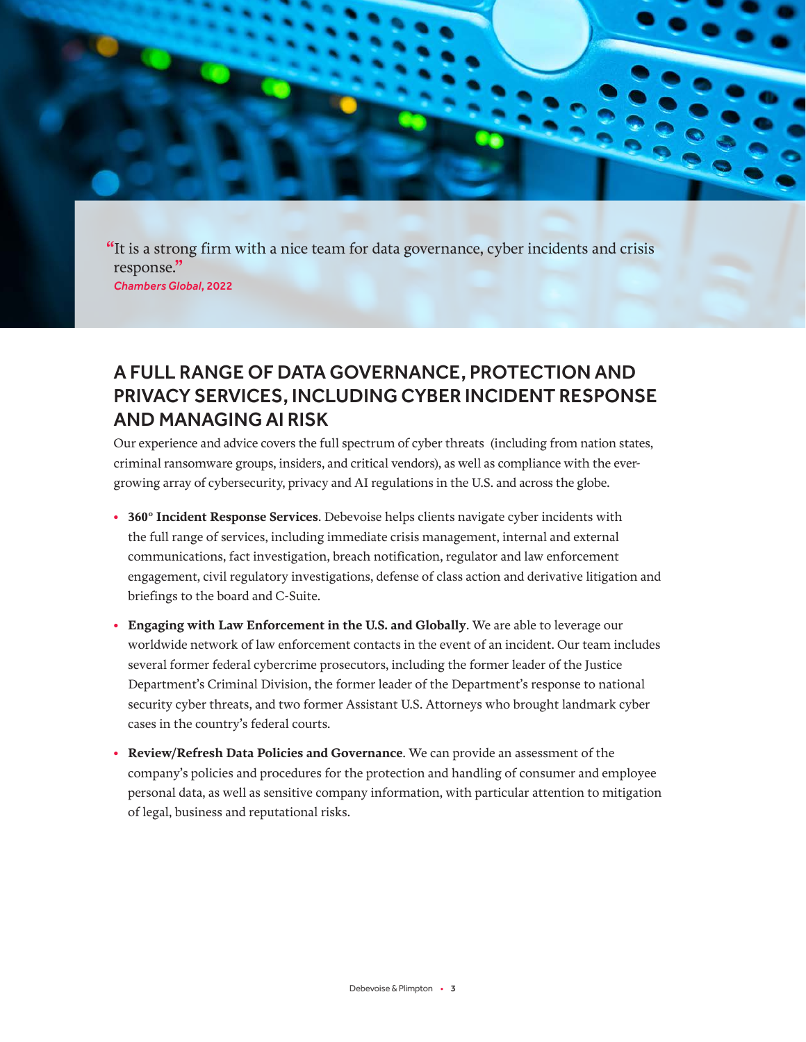> "It is a strong firm with a nice team for data governance, cyber incidents and crisis response."
> *Chambers Global*, 2022

## A FULL RANGE OF DATA GOVERNANCE, PROTECTION AND PRIVACY SERVICES, INCLUDING CYBER INCIDENT RESPONSE AND MANAGING AI RISK

Our experience and advice covers the full spectrum of cyber threats (including from nation states, criminal ransomware groups, insiders, and critical vendors), as well as compliance with the ever-growing array of cybersecurity, privacy and AI regulations in the U.S. and across the globe.

- **360° Incident Response Services**. Debevoise helps clients navigate cyber incidents with the full range of services, including immediate crisis management, internal and external communications, fact investigation, breach notification, regulator and law enforcement engagement, civil regulatory investigations, defense of class action and derivative litigation and briefings to the board and C-Suite.
- **Engaging with Law Enforcement in the U.S. and Globally**. We are able to leverage our worldwide network of law enforcement contacts in the event of an incident. Our team includes several former federal cybercrime prosecutors, including the former leader of the Justice Department's Criminal Division, the former leader of the Department's response to national security cyber threats, and two former Assistant U.S. Attorneys who brought landmark cyber cases in the country's federal courts.
- **Review/Refresh Data Policies and Governance**. We can provide an assessment of the company's policies and procedures for the protection and handling of consumer and employee personal data, as well as sensitive company information, with particular attention to mitigation of legal, business and reputational risks.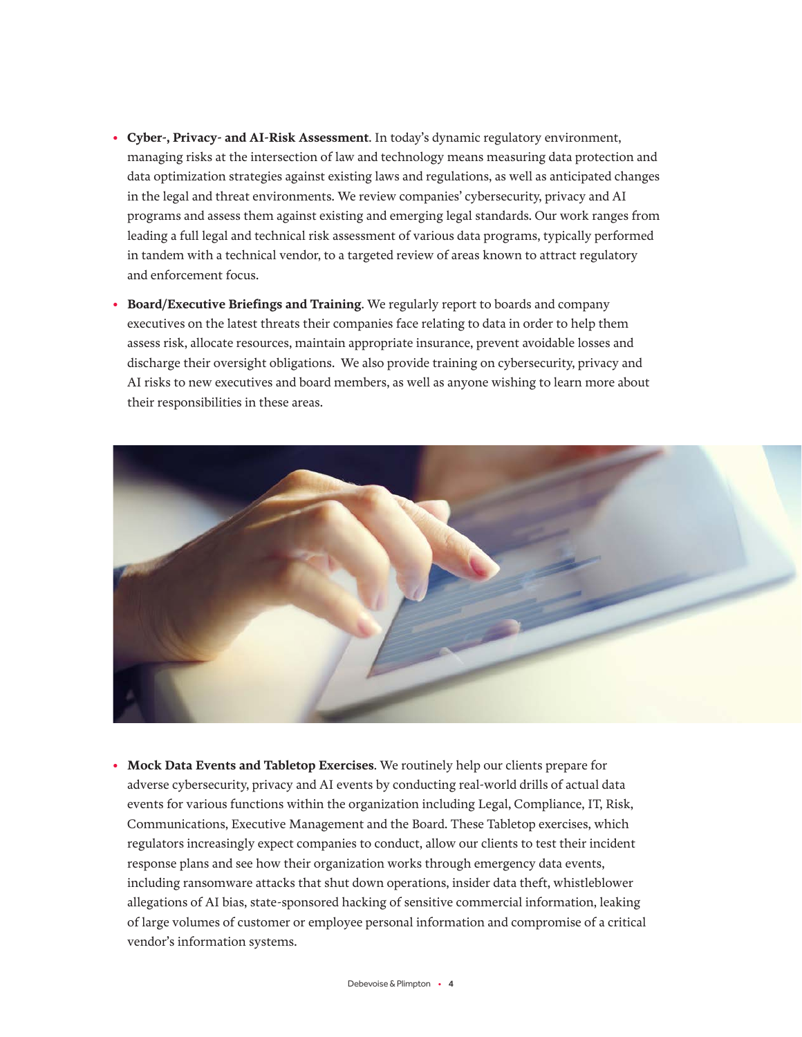- **Cyber-, Privacy- and AI-Risk Assessment**. In today's dynamic regulatory environment, managing risks at the intersection of law and technology means measuring data protection and data optimization strategies against existing laws and regulations, as well as anticipated changes in the legal and threat environments. We review companies' cybersecurity, privacy and AI programs and assess them against existing and emerging legal standards. Our work ranges from leading a full legal and technical risk assessment of various data programs, typically performed in tandem with a technical vendor, to a targeted review of areas known to attract regulatory and enforcement focus.
- **Board/Executive Briefings and Training**. We regularly report to boards and company executives on the latest threats their companies face relating to data in order to help them assess risk, allocate resources, maintain appropriate insurance, prevent avoidable losses and discharge their oversight obligations. We also provide training on cybersecurity, privacy and AI risks to new executives and board members, as well as anyone wishing to learn more about their responsibilities in these areas.
- **Mock Data Events and Tabletop Exercises**. We routinely help our clients prepare for adverse cybersecurity, privacy and AI events by conducting real-world drills of actual data events for various functions within the organization including Legal, Compliance, IT, Risk, Communications, Executive Management and the Board. These Tabletop exercises, which regulators increasingly expect companies to conduct, allow our clients to test their incident response plans and see how their organization works through emergency data events, including ransomware attacks that shut down operations, insider data theft, whistleblower allegations of AI bias, state-sponsored hacking of sensitive commercial information, leaking of large volumes of customer or employee personal information and compromise of a critical vendor's information systems.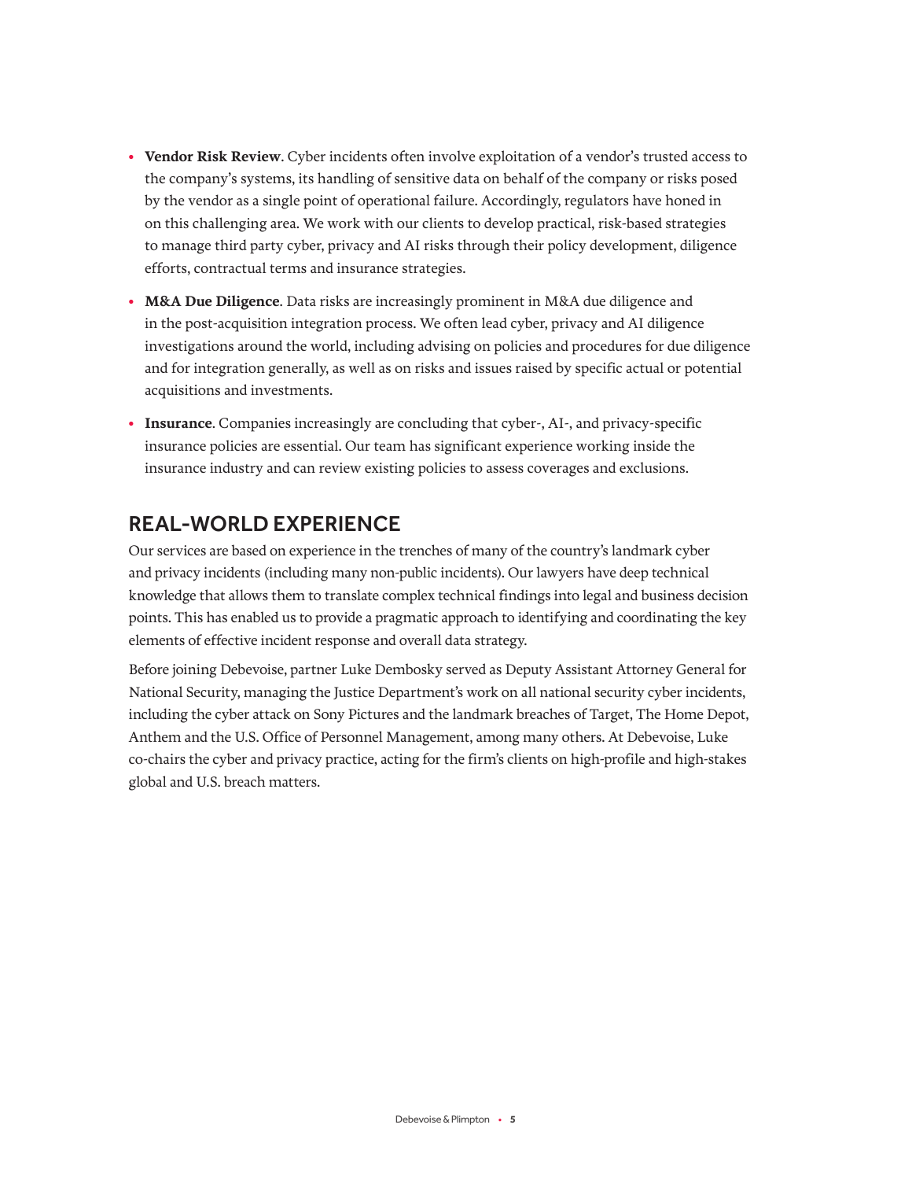- **Vendor Risk Review**. Cyber incidents often involve exploitation of a vendor's trusted access to the company's systems, its handling of sensitive data on behalf of the company or risks posed by the vendor as a single point of operational failure. Accordingly, regulators have honed in on this challenging area. We work with our clients to develop practical, risk-based strategies to manage third party cyber, privacy and AI risks through their policy development, diligence efforts, contractual terms and insurance strategies.
- **M&A Due Diligence**. Data risks are increasingly prominent in M&A due diligence and in the post-acquisition integration process. We often lead cyber, privacy and AI diligence investigations around the world, including advising on policies and procedures for due diligence and for integration generally, as well as on risks and issues raised by specific actual or potential acquisitions and investments.
- **Insurance**. Companies increasingly are concluding that cyber-, AI-, and privacy-specific insurance policies are essential. Our team has significant experience working inside the insurance industry and can review existing policies to assess coverages and exclusions.

## REAL-WORLD EXPERIENCE

Our services are based on experience in the trenches of many of the country's landmark cyber and privacy incidents (including many non-public incidents). Our lawyers have deep technical knowledge that allows them to translate complex technical findings into legal and business decision points. This has enabled us to provide a pragmatic approach to identifying and coordinating the key elements of effective incident response and overall data strategy.

Before joining Debevoise, partner Luke Dembosky served as Deputy Assistant Attorney General for National Security, managing the Justice Department's work on all national security cyber incidents, including the cyber attack on Sony Pictures and the landmark breaches of Target, The Home Depot, Anthem and the U.S. Office of Personnel Management, among many others. At Debevoise, Luke co-chairs the cyber and privacy practice, acting for the firm's clients on high-profile and high-stakes global and U.S. breach matters.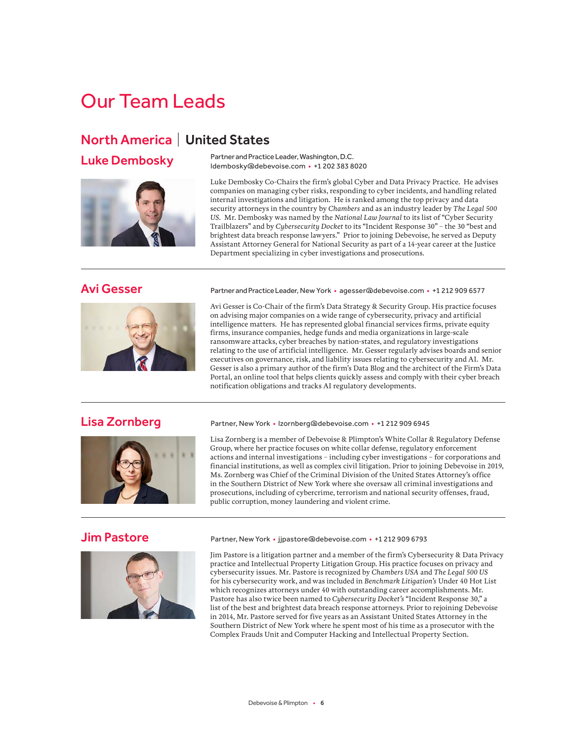# Our Team Leads

## North America | United States

### Luke Dembosky

Partner and Practice Leader, Washington, D.C.
ldembosky@debevoise.com • +1 202 383 8020

Luke Dembosky Co-Chairs the firm's global Cyber and Data Privacy Practice. He advises companies on managing cyber risks, responding to cyber incidents, and handling related internal investigations and litigation. He is ranked among the top privacy and data security attorneys in the country by *Chambers* and as an industry leader by *The Legal 500 US*. Mr. Dembosky was named by the *National Law Journal* to its list of "Cyber Security Trailblazers" and by *Cybersecurity Docket* to its "Incident Response 30" – the 30 "best and brightest data breach response lawyers." Prior to joining Debevoise, he served as Deputy Assistant Attorney General for National Security as part of a 14-year career at the Justice Department specializing in cyber investigations and prosecutions.

---

### Avi Gesser

Partner and Practice Leader, New York • agesser@debevoise.com • +1 212 909 6577

Avi Gesser is Co-Chair of the firm's Data Strategy & Security Group. His practice focuses on advising major companies on a wide range of cybersecurity, privacy and artificial intelligence matters. He has represented global financial services firms, private equity firms, insurance companies, hedge funds and media organizations in large-scale ransomware attacks, cyber breaches by nation-states, and regulatory investigations relating to the use of artificial intelligence. Mr. Gesser regularly advises boards and senior executives on governance, risk, and liability issues relating to cybersecurity and AI. Mr. Gesser is also a primary author of the firm's Data Blog and the architect of the Firm's Data Portal, an online tool that helps clients quickly assess and comply with their cyber breach notification obligations and tracks AI regulatory developments.

---

### Lisa Zornberg

Partner, New York • lzornberg@debevoise.com • +1 212 909 6945

Lisa Zornberg is a member of Debevoise & Plimpton's White Collar & Regulatory Defense Group, where her practice focuses on white collar defense, regulatory enforcement actions and internal investigations – including cyber investigations – for corporations and financial institutions, as well as complex civil litigation. Prior to joining Debevoise in 2019, Ms. Zornberg was Chief of the Criminal Division of the United States Attorney's office in the Southern District of New York where she oversaw all criminal investigations and prosecutions, including of cybercrime, terrorism and national security offenses, fraud, public corruption, money laundering and violent crime.

---

### Jim Pastore

Partner, New York • jjpastore@debevoise.com • +1 212 909 6793

Jim Pastore is a litigation partner and a member of the firm's Cybersecurity & Data Privacy practice and Intellectual Property Litigation Group. His practice focuses on privacy and cybersecurity issues. Mr. Pastore is recognized by *Chambers USA* and *The Legal 500 US* for his cybersecurity work, and was included in *Benchmark Litigation's* Under 40 Hot List which recognizes attorneys under 40 with outstanding career accomplishments. Mr. Pastore has also twice been named to *Cybersecurity Docket's* "Incident Response 30," a list of the best and brightest data breach response attorneys. Prior to rejoining Debevoise in 2014, Mr. Pastore served for five years as an Assistant United States Attorney in the Southern District of New York where he spent most of his time as a prosecutor with the Complex Frauds Unit and Computer Hacking and Intellectual Property Section.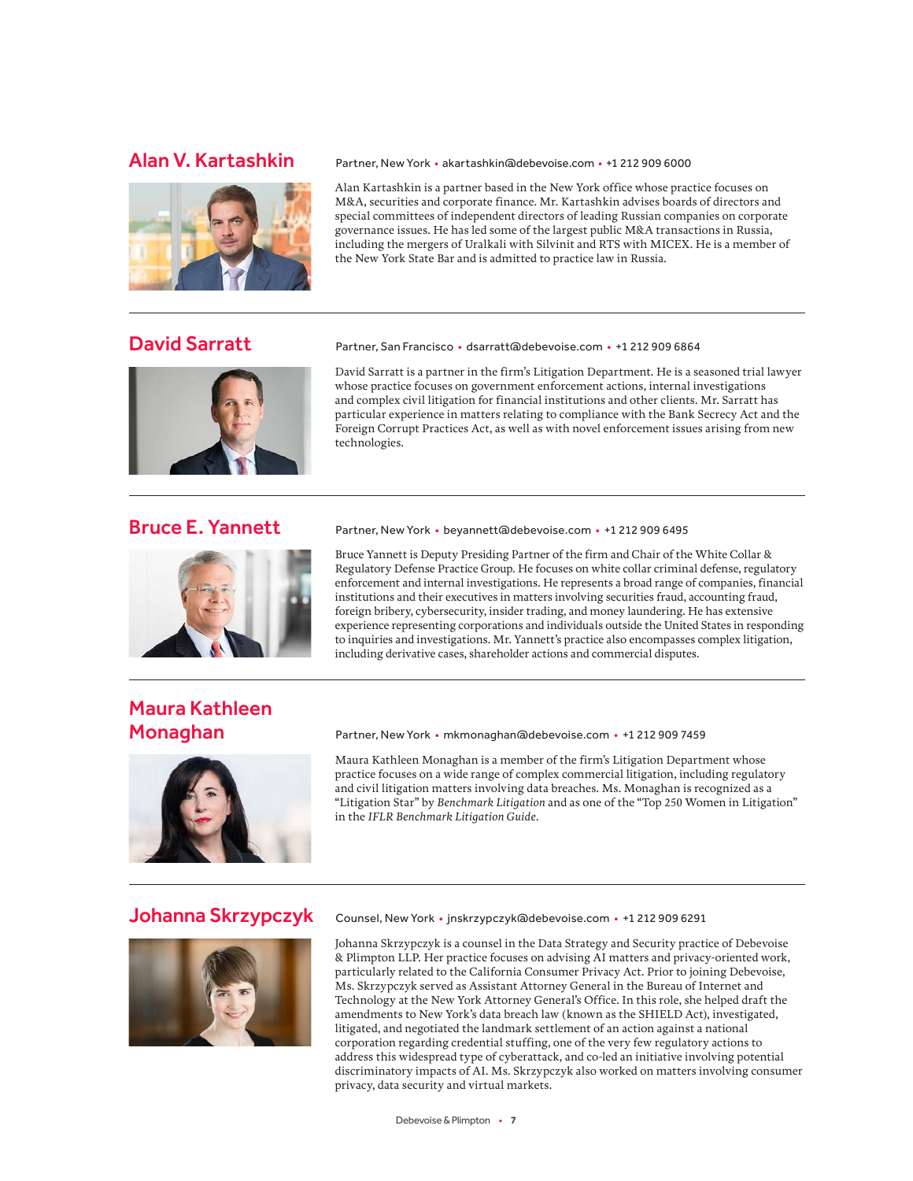## Alan V. Kartashkin

Partner, New York • akartashkin@debevoise.com • +1 212 909 6000

Alan Kartashkin is a partner based in the New York office whose practice focuses on M&A, securities and corporate finance. Mr. Kartashkin advises boards of directors and special committees of independent directors of leading Russian companies on corporate governance issues. He has led some of the largest public M&A transactions in Russia, including the mergers of Uralkali with Silvinit and RTS with MICEX. He is a member of the New York State Bar and is admitted to practice law in Russia.

---

## David Sarratt

Partner, San Francisco • dsarratt@debevoise.com • +1 212 909 6864

David Sarratt is a partner in the firm's Litigation Department. He is a seasoned trial lawyer whose practice focuses on government enforcement actions, internal investigations and complex civil litigation for financial institutions and other clients. Mr. Sarratt has particular experience in matters relating to compliance with the Bank Secrecy Act and the Foreign Corrupt Practices Act, as well as with novel enforcement issues arising from new technologies.

---

## Bruce E. Yannett

Partner, New York • beyannett@debevoise.com • +1 212 909 6495

Bruce Yannett is Deputy Presiding Partner of the firm and Chair of the White Collar & Regulatory Defense Practice Group. He focuses on white collar criminal defense, regulatory enforcement and internal investigations. He represents a broad range of companies, financial institutions and their executives in matters involving securities fraud, accounting fraud, foreign bribery, cybersecurity, insider trading, and money laundering. He has extensive experience representing corporations and individuals outside the United States in responding to inquiries and investigations. Mr. Yannett's practice also encompasses complex litigation, including derivative cases, shareholder actions and commercial disputes.

---

## Maura Kathleen Monaghan

Partner, New York • mkmonaghan@debevoise.com • +1 212 909 7459

Maura Kathleen Monaghan is a member of the firm's Litigation Department whose practice focuses on a wide range of complex commercial litigation, including regulatory and civil litigation matters involving data breaches. Ms. Monaghan is recognized as a "Litigation Star" by *Benchmark Litigation* and as one of the "Top 250 Women in Litigation" in the *IFLR Benchmark Litigation Guide*.

---

## Johanna Skrzypczyk

Counsel, New York • jnskrzypczyk@debevoise.com • +1 212 909 6291

Johanna Skrzypczyk is a counsel in the Data Strategy and Security practice of Debevoise & Plimpton LLP. Her practice focuses on advising AI matters and privacy-oriented work, particularly related to the California Consumer Privacy Act. Prior to joining Debevoise, Ms. Skrzypczyk served as Assistant Attorney General in the Bureau of Internet and Technology at the New York Attorney General's Office. In this role, she helped draft the amendments to New York's data breach law (known as the SHIELD Act), investigated, litigated, and negotiated the landmark settlement of an action against a national corporation regarding credential stuffing, one of the very few regulatory actions to address this widespread type of cyberattack, and co-led an initiative involving potential discriminatory impacts of AI. Ms. Skrzypczyk also worked on matters involving consumer privacy, data security and virtual markets.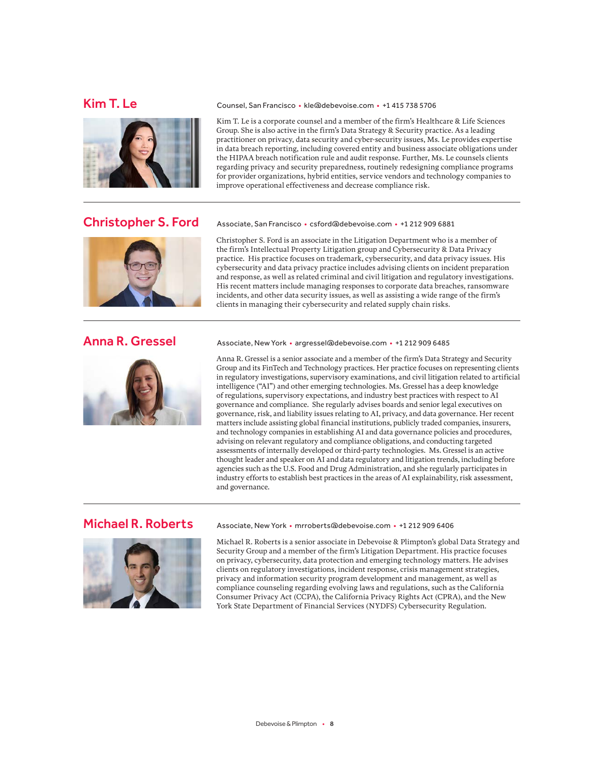## Kim T. Le

Counsel, San Francisco • kle@debevoise.com • +1 415 738 5706

Kim T. Le is a corporate counsel and a member of the firm's Healthcare & Life Sciences Group. She is also active in the firm's Data Strategy & Security practice. As a leading practitioner on privacy, data security and cyber-security issues, Ms. Le provides expertise in data breach reporting, including covered entity and business associate obligations under the HIPAA breach notification rule and audit response. Further, Ms. Le counsels clients regarding privacy and security preparedness, routinely redesigning compliance programs for provider organizations, hybrid entities, service vendors and technology companies to improve operational effectiveness and decrease compliance risk.

---

## Christopher S. Ford

Associate, San Francisco • csford@debevoise.com • +1 212 909 6881

Christopher S. Ford is an associate in the Litigation Department who is a member of the firm's Intellectual Property Litigation group and Cybersecurity & Data Privacy practice. His practice focuses on trademark, cybersecurity, and data privacy issues. His cybersecurity and data privacy practice includes advising clients on incident preparation and response, as well as related criminal and civil litigation and regulatory investigations. His recent matters include managing responses to corporate data breaches, ransomware incidents, and other data security issues, as well as assisting a wide range of the firm's clients in managing their cybersecurity and related supply chain risks.

---

## Anna R. Gressel

Associate, New York • argressel@debevoise.com • +1 212 909 6485

Anna R. Gressel is a senior associate and a member of the firm's Data Strategy and Security Group and its FinTech and Technology practices. Her practice focuses on representing clients in regulatory investigations, supervisory examinations, and civil litigation related to artificial intelligence ("AI") and other emerging technologies. Ms. Gressel has a deep knowledge of regulations, supervisory expectations, and industry best practices with respect to AI governance and compliance. She regularly advises boards and senior legal executives on governance, risk, and liability issues relating to AI, privacy, and data governance. Her recent matters include assisting global financial institutions, publicly traded companies, insurers, and technology companies in establishing AI and data governance policies and procedures, advising on relevant regulatory and compliance obligations, and conducting targeted assessments of internally developed or third-party technologies. Ms. Gressel is an active thought leader and speaker on AI and data regulatory and litigation trends, including before agencies such as the U.S. Food and Drug Administration, and she regularly participates in industry efforts to establish best practices in the areas of AI explainability, risk assessment, and governance.

---

## Michael R. Roberts

Associate, New York • mrroberts@debevoise.com • +1 212 909 6406

Michael R. Roberts is a senior associate in Debevoise & Plimpton's global Data Strategy and Security Group and a member of the firm's Litigation Department. His practice focuses on privacy, cybersecurity, data protection and emerging technology matters. He advises clients on regulatory investigations, incident response, crisis management strategies, privacy and information security program development and management, as well as compliance counseling regarding evolving laws and regulations, such as the California Consumer Privacy Act (CCPA), the California Privacy Rights Act (CPRA), and the New York State Department of Financial Services (NYDFS) Cybersecurity Regulation.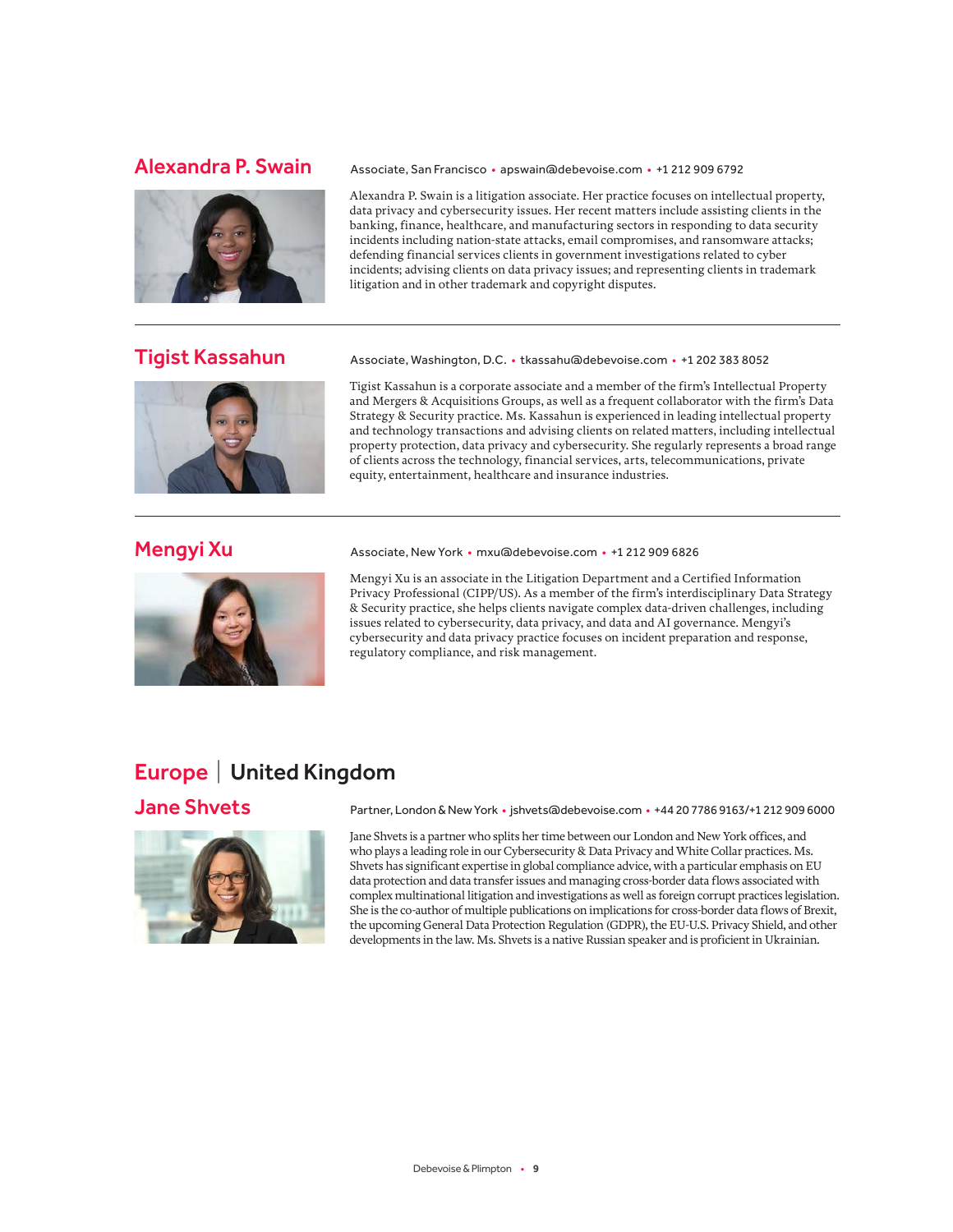### Alexandra P. Swain

Associate, San Francisco • apswain@debevoise.com • +1 212 909 6792

Alexandra P. Swain is a litigation associate. Her practice focuses on intellectual property, data privacy and cybersecurity issues. Her recent matters include assisting clients in the banking, finance, healthcare, and manufacturing sectors in responding to data security incidents including nation-state attacks, email compromises, and ransomware attacks; defending financial services clients in government investigations related to cyber incidents; advising clients on data privacy issues; and representing clients in trademark litigation and in other trademark and copyright disputes.

---

### Tigist Kassahun

Associate, Washington, D.C. • tkassahu@debevoise.com • +1 202 383 8052

Tigist Kassahun is a corporate associate and a member of the firm's Intellectual Property and Mergers & Acquisitions Groups, as well as a frequent collaborator with the firm's Data Strategy & Security practice. Ms. Kassahun is experienced in leading intellectual property and technology transactions and advising clients on related matters, including intellectual property protection, data privacy and cybersecurity. She regularly represents a broad range of clients across the technology, financial services, arts, telecommunications, private equity, entertainment, healthcare and insurance industries.

---

### Mengyi Xu

Associate, New York • mxu@debevoise.com • +1 212 909 6826

Mengyi Xu is an associate in the Litigation Department and a Certified Information Privacy Professional (CIPP/US). As a member of the firm's interdisciplinary Data Strategy & Security practice, she helps clients navigate complex data-driven challenges, including issues related to cybersecurity, data privacy, and data and AI governance. Mengyi's cybersecurity and data privacy practice focuses on incident preparation and response, regulatory compliance, and risk management.

## Europe | United Kingdom

### Jane Shvets

Partner, London & New York • jshvets@debevoise.com • +44 20 7786 9163/+1 212 909 6000

Jane Shvets is a partner who splits her time between our London and New York offices, and who plays a leading role in our Cybersecurity & Data Privacy and White Collar practices. Ms. Shvets has significant expertise in global compliance advice, with a particular emphasis on EU data protection and data transfer issues and managing cross-border data flows associated with complex multinational litigation and investigations as well as foreign corrupt practices legislation. She is the co-author of multiple publications on implications for cross-border data flows of Brexit, the upcoming General Data Protection Regulation (GDPR), the EU-U.S. Privacy Shield, and other developments in the law. Ms. Shvets is a native Russian speaker and is proficient in Ukrainian.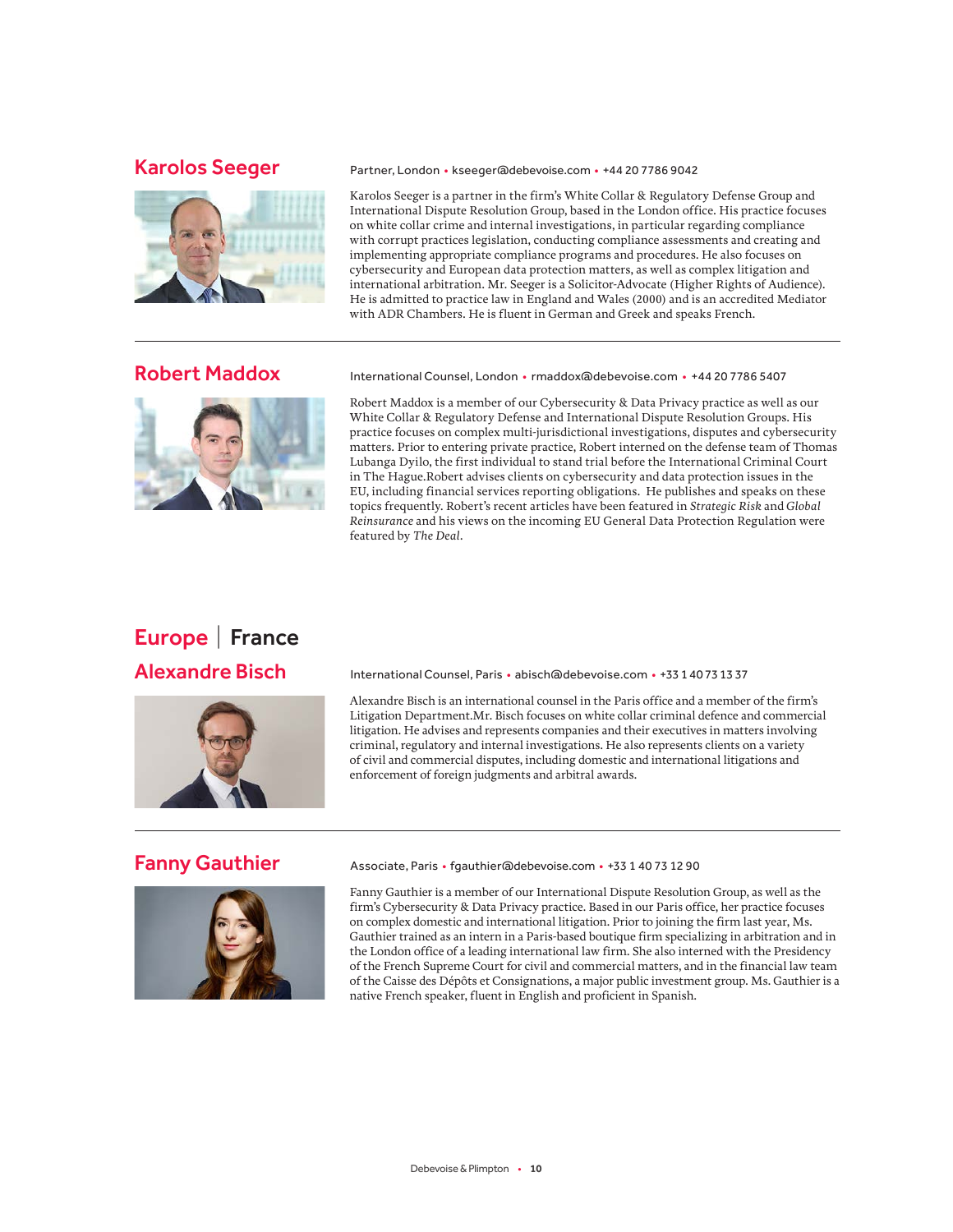## Karolos Seeger

Partner, London • kseeger@debevoise.com • +44 20 7786 9042

Karolos Seeger is a partner in the firm's White Collar & Regulatory Defense Group and International Dispute Resolution Group, based in the London office. His practice focuses on white collar crime and internal investigations, in particular regarding compliance with corrupt practices legislation, conducting compliance assessments and creating and implementing appropriate compliance programs and procedures. He also focuses on cybersecurity and European data protection matters, as well as complex litigation and international arbitration. Mr. Seeger is a Solicitor-Advocate (Higher Rights of Audience). He is admitted to practice law in England and Wales (2000) and is an accredited Mediator with ADR Chambers. He is fluent in German and Greek and speaks French.

---

## Robert Maddox

International Counsel, London • rmaddox@debevoise.com • +44 20 7786 5407

Robert Maddox is a member of our Cybersecurity & Data Privacy practice as well as our White Collar & Regulatory Defense and International Dispute Resolution Groups. His practice focuses on complex multi-jurisdictional investigations, disputes and cybersecurity matters. Prior to entering private practice, Robert interned on the defense team of Thomas Lubanga Dyilo, the first individual to stand trial before the International Criminal Court in The Hague.Robert advises clients on cybersecurity and data protection issues in the EU, including financial services reporting obligations. He publishes and speaks on these topics frequently. Robert's recent articles have been featured in *Strategic Risk* and *Global Reinsurance* and his views on the incoming EU General Data Protection Regulation were featured by *The Deal*.

# Europe | France

## Alexandre Bisch

International Counsel, Paris • abisch@debevoise.com • +33 1 40 73 13 37

Alexandre Bisch is an international counsel in the Paris office and a member of the firm's Litigation Department.Mr. Bisch focuses on white collar criminal defence and commercial litigation. He advises and represents companies and their executives in matters involving criminal, regulatory and internal investigations. He also represents clients on a variety of civil and commercial disputes, including domestic and international litigations and enforcement of foreign judgments and arbitral awards.

---

## Fanny Gauthier

Associate, Paris • fgauthier@debevoise.com • +33 1 40 73 12 90

Fanny Gauthier is a member of our International Dispute Resolution Group, as well as the firm's Cybersecurity & Data Privacy practice. Based in our Paris office, her practice focuses on complex domestic and international litigation. Prior to joining the firm last year, Ms. Gauthier trained as an intern in a Paris-based boutique firm specializing in arbitration and in the London office of a leading international law firm. She also interned with the Presidency of the French Supreme Court for civil and commercial matters, and in the financial law team of the Caisse des Dépôts et Consignations, a major public investment group. Ms. Gauthier is a native French speaker, fluent in English and proficient in Spanish.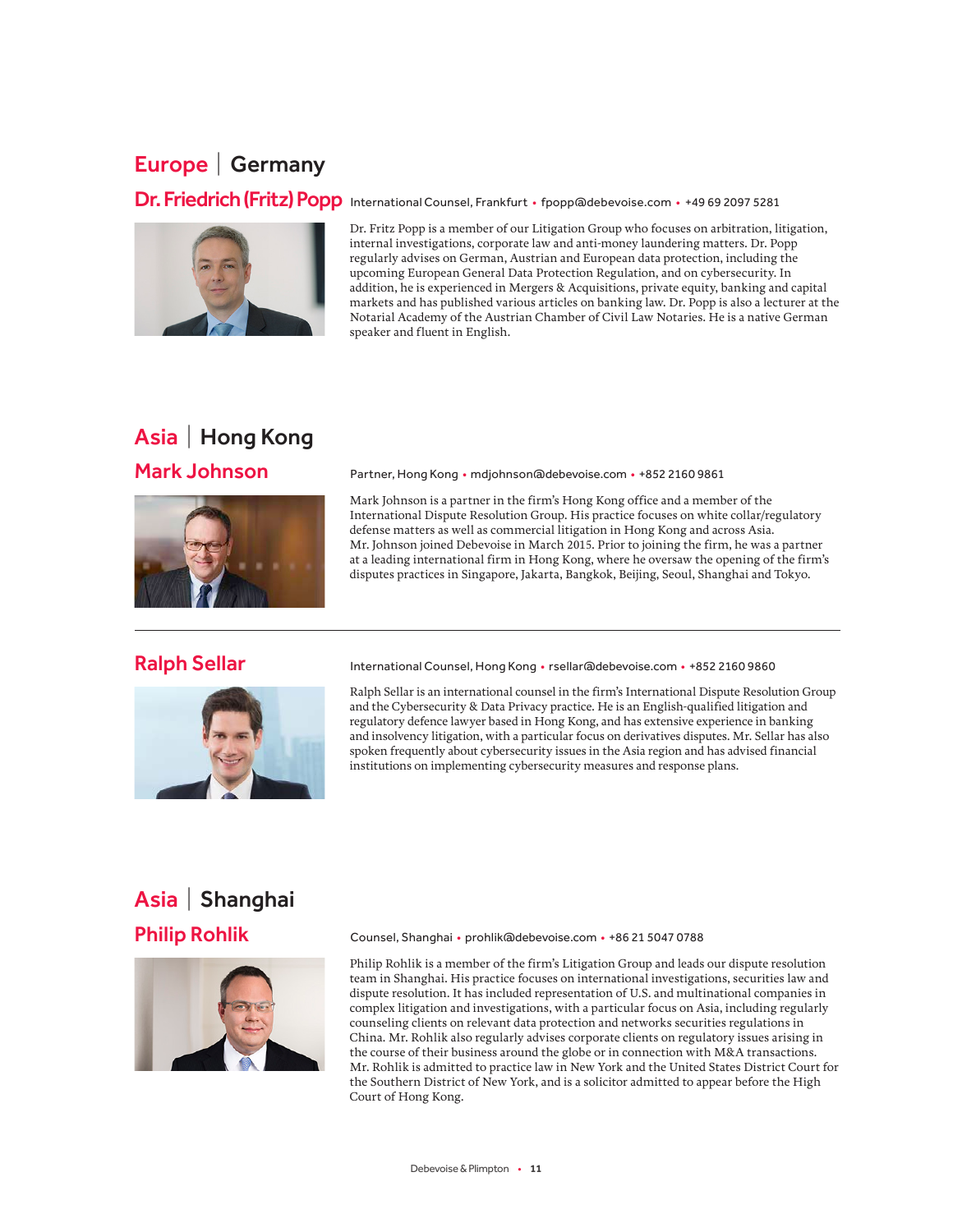## Europe | Germany

### Dr. Friedrich (Fritz) Popp

International Counsel, Frankfurt • fpopp@debevoise.com • +49 69 2097 5281

Dr. Fritz Popp is a member of our Litigation Group who focuses on arbitration, litigation, internal investigations, corporate law and anti-money laundering matters. Dr. Popp regularly advises on German, Austrian and European data protection, including the upcoming European General Data Protection Regulation, and on cybersecurity. In addition, he is experienced in Mergers & Acquisitions, private equity, banking and capital markets and has published various articles on banking law. Dr. Popp is also a lecturer at the Notarial Academy of the Austrian Chamber of Civil Law Notaries. He is a native German speaker and fluent in English.

## Asia | Hong Kong

### Mark Johnson

Partner, Hong Kong • mdjohnson@debevoise.com • +852 2160 9861

Mark Johnson is a partner in the firm's Hong Kong office and a member of the International Dispute Resolution Group. His practice focuses on white collar/regulatory defense matters as well as commercial litigation in Hong Kong and across Asia. Mr. Johnson joined Debevoise in March 2015. Prior to joining the firm, he was a partner at a leading international firm in Hong Kong, where he oversaw the opening of the firm's disputes practices in Singapore, Jakarta, Bangkok, Beijing, Seoul, Shanghai and Tokyo.

---

### Ralph Sellar

International Counsel, Hong Kong • rsellar@debevoise.com • +852 2160 9860

Ralph Sellar is an international counsel in the firm's International Dispute Resolution Group and the Cybersecurity & Data Privacy practice. He is an English-qualified litigation and regulatory defence lawyer based in Hong Kong, and has extensive experience in banking and insolvency litigation, with a particular focus on derivatives disputes. Mr. Sellar has also spoken frequently about cybersecurity issues in the Asia region and has advised financial institutions on implementing cybersecurity measures and response plans.

## Asia | Shanghai

### Philip Rohlik

Counsel, Shanghai • prohlik@debevoise.com • +86 21 5047 0788

Philip Rohlik is a member of the firm's Litigation Group and leads our dispute resolution team in Shanghai. His practice focuses on international investigations, securities law and dispute resolution. It has included representation of U.S. and multinational companies in complex litigation and investigations, with a particular focus on Asia, including regularly counseling clients on relevant data protection and networks securities regulations in China. Mr. Rohlik also regularly advises corporate clients on regulatory issues arising in the course of their business around the globe or in connection with M&A transactions. Mr. Rohlik is admitted to practice law in New York and the United States District Court for the Southern District of New York, and is a solicitor admitted to appear before the High Court of Hong Kong.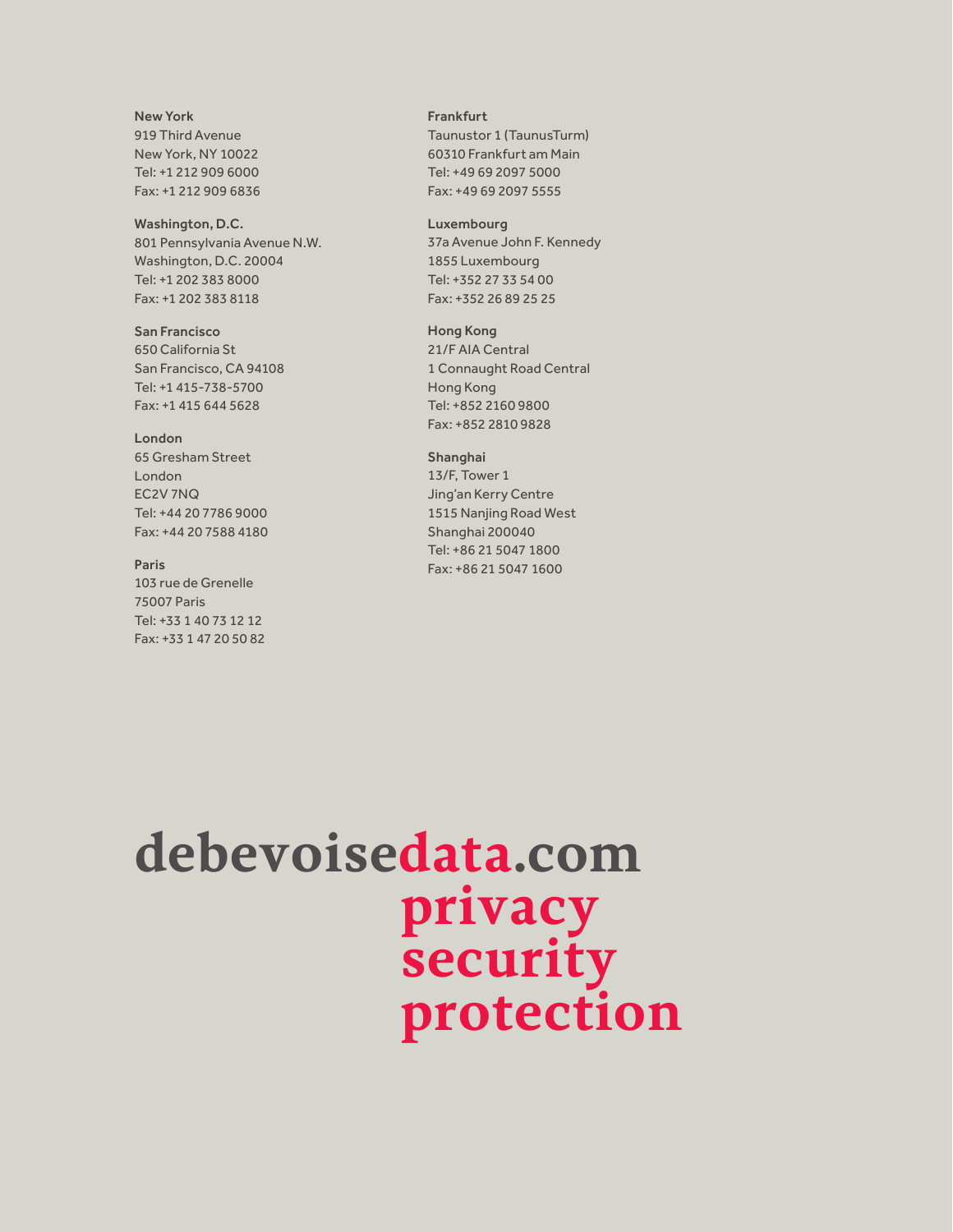**New York**
919 Third Avenue
New York, NY 10022
Tel: +1 212 909 6000
Fax: +1 212 909 6836

**Washington, D.C.**
801 Pennsylvania Avenue N.W.
Washington, D.C. 20004
Tel: +1 202 383 8000
Fax: +1 202 383 8118

**San Francisco**
650 California St
San Francisco, CA 94108
Tel: +1 415-738-5700
Fax: +1 415 644 5628

**London**
65 Gresham Street
London
EC2V 7NQ
Tel: +44 20 7786 9000
Fax: +44 20 7588 4180

**Paris**
103 rue de Grenelle
75007 Paris
Tel: +33 1 40 73 12 12
Fax: +33 1 47 20 50 82

**Frankfurt**
Taunustor 1 (TaunusTurm)
60310 Frankfurt am Main
Tel: +49 69 2097 5000
Fax: +49 69 2097 5555

**Luxembourg**
37a Avenue John F. Kennedy
1855 Luxembourg
Tel: +352 27 33 54 00
Fax: +352 26 89 25 25

**Hong Kong**
21/F AIA Central
1 Connaught Road Central
Hong Kong
Tel: +852 2160 9800
Fax: +852 2810 9828

**Shanghai**
13/F, Tower 1
Jing'an Kerry Centre
1515 Nanjing Road West
Shanghai 200040
Tel: +86 21 5047 1800
Fax: +86 21 5047 1600

**debevoisedata.com**
**privacy**
**security**
**protection**